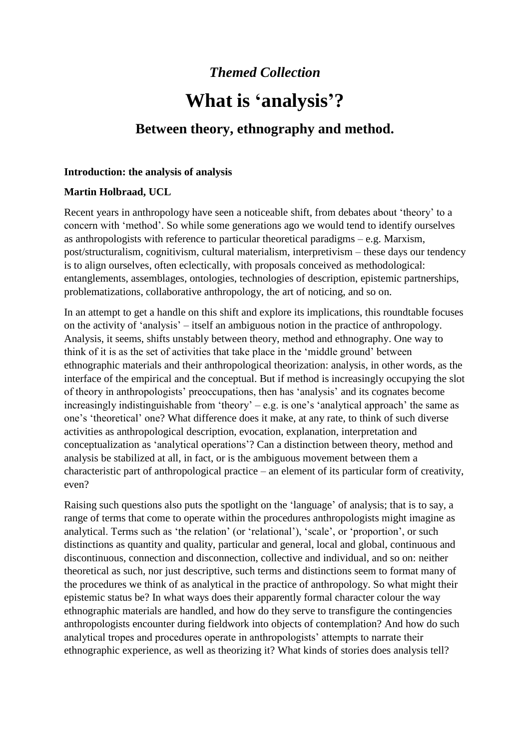## *Themed Collection*

# What is 'analysis'?

## Between theory, ethnography and method.

**Introduction: the analysis of analysis**

**Martin Holbraad, UCL**

Recent years in anthropology have seen a noticeable shift, from debates about 'theory' to a concern with 'method'. So while some generations ago we would tend to identify ourselves as anthropologists with reference to particular theoretical paradigms – e.g. Marxism, post/structuralism, cognitivism, cultural materialism, interpretivism – these days our tendency is to align ourselves, often eclectically, with proposals conceived as methodological: entanglements, assemblages, ontologies, technologies of description, epistemic partnerships, problematizations, collaborative anthropology, the art of noticing, and so on.

In an attempt to get a handle on this shift and explore its implications, this roundtable focuses on the activity of 'analysis' – itself an ambiguous notion in the practice of anthropology. Analysis, it seems, shifts unstably between theory, method and ethnography. One way to think of it is as the set of activities that take place in the 'middle ground' between ethnographic materials and their anthropological theorization: analysis, in other words, as the interface of the empirical and the conceptual. But if method is increasingly occupying the slot of theory in anthropologists' preoccupations, then has 'analysis' and its cognates become increasingly indistinguishable from 'theory' – e.g. is one's 'analytical approach' the same as one's 'theoretical' one? What difference does it make, at any rate, to think of such diverse activities as anthropological description, evocation, explanation, interpretation and conceptualization as 'analytical operations'? Can a distinction between theory, method and analysis be stabilized at all, in fact, or is the ambiguous movement between them a characteristic part of anthropological practice – an element of its particular form of creativity, even?

Raising such questions also puts the spotlight on the 'language' of analysis; that is to say, a range of terms that come to operate within the procedures anthropologists might imagine as analytical. Terms such as 'the relation' (or 'relational'), 'scale', or 'proportion', or such distinctions as quantity and quality, particular and general, local and global, continuous and discontinuous, connection and disconnection, collective and individual, and so on: neither theoretical as such, nor just descriptive, such terms and distinctions seem to format many of the procedures we think of as analytical in the practice of anthropology. So what might their epistemic status be? In what ways does their apparently formal character colour the way ethnographic materials are handled, and how do they serve to transfigure the contingencies anthropologists encounter during fieldwork into objects of contemplation? And how do such analytical tropes and procedures operate in anthropologists' attempts to narrate their ethnographic experience, as well as theorizing it? What kinds of stories does analysis tell?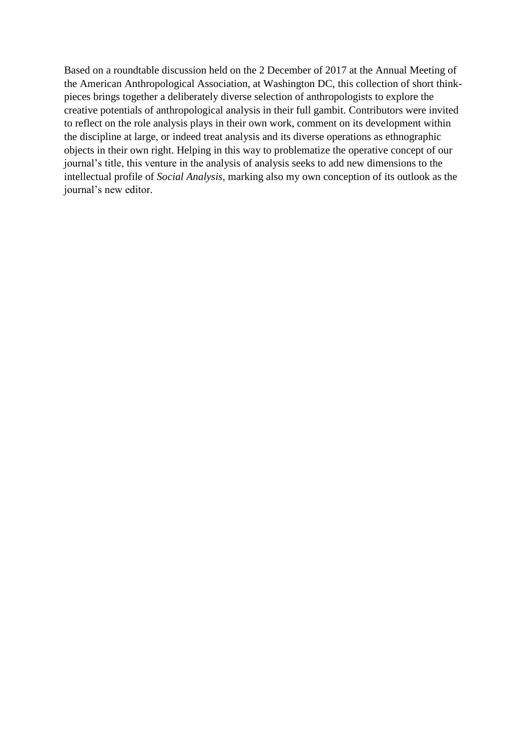Based on a roundtable discussion held on the 2 December of 2017 at the Annual Meeting of the American Anthropological Association, at Washington DC, this collection of short think-pieces brings together a deliberately diverse selection of anthropologists to explore the creative potentials of anthropological analysis in their full gambit. Contributors were invited to reflect on the role analysis plays in their own work, comment on its development within the discipline at large, or indeed treat analysis and its diverse operations as ethnographic objects in their own right. Helping in this way to problematize the operative concept of our journal's title, this venture in the analysis of analysis seeks to add new dimensions to the intellectual profile of *Social Analysis*, marking also my own conception of its outlook as the journal's new editor.